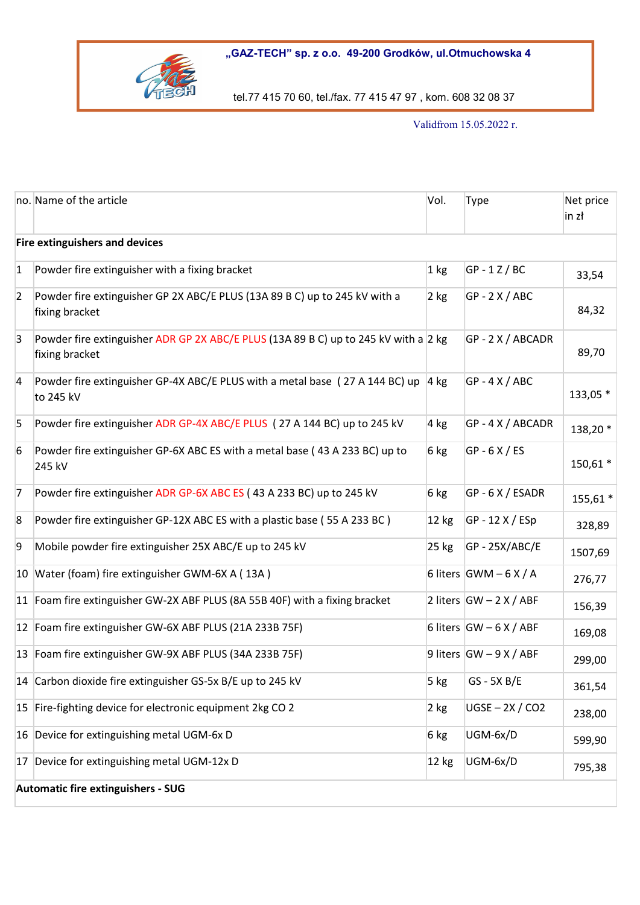**„GAZ-TECH" sp. z o.o. 49-200 Grodków, ul.Otmuchowska 4**

tel.77 415 70 60, tel./fax. 77 415 47 97 , kom. 608 32 08 37

Validfrom 15.05.2022 r.

| no. | Name of the article | Vol. | Type | Net price in zł |
|---|---|---|---|---|
| **Fire extinguishers and devices** | | | | |
| 1 | Powder fire extinguisher with a fixing bracket | 1 kg | GP - 1 Z / BC | 33,54 |
| 2 | Powder fire extinguisher GP 2X ABC/E PLUS (13A 89 B C) up to 245 kV with a fixing bracket | 2 kg | GP - 2 X / ABC | 84,32 |
| 3 | Powder fire extinguisher ADR GP 2X ABC/E PLUS (13A 89 B C) up to 245 kV with a fixing bracket | 2 kg | GP - 2 X / ABCADR | 89,70 |
| 4 | Powder fire extinguisher GP-4X ABC/E PLUS with a metal base ( 27 A 144 BC) up to 245 kV | 4 kg | GP - 4 X / ABC | 133,05 * |
| 5 | Powder fire extinguisher ADR GP-4X ABC/E PLUS ( 27 A 144 BC) up to 245 kV | 4 kg | GP - 4 X / ABCADR | 138,20 * |
| 6 | Powder fire extinguisher GP-6X ABC ES with a metal base ( 43 A 233 BC) up to 245 kV | 6 kg | GP - 6 X / ES | 150,61 * |
| 7 | Powder fire extinguisher ADR GP-6X ABC ES ( 43 A 233 BC) up to 245 kV | 6 kg | GP - 6 X / ESADR | 155,61 * |
| 8 | Powder fire extinguisher GP-12X ABC ES with a plastic base ( 55 A 233 BC ) | 12 kg | GP - 12 X / ESp | 328,89 |
| 9 | Mobile powder fire extinguisher 25X ABC/E up to 245 kV | 25 kg | GP - 25X/ABC/E | 1507,69 |
| 10 | Water (foam) fire extinguisher GWM-6X A ( 13A ) | 6 liters | GWM – 6 X / A | 276,77 |
| 11 | Foam fire extinguisher GW-2X ABF PLUS (8A 55B 40F) with a fixing bracket | 2 liters | GW – 2 X / ABF | 156,39 |
| 12 | Foam fire extinguisher GW-6X ABF PLUS (21A 233B 75F) | 6 liters | GW – 6 X / ABF | 169,08 |
| 13 | Foam fire extinguisher GW-9X ABF PLUS (34A 233B 75F) | 9 liters | GW – 9 X / ABF | 299,00 |
| 14 | Carbon dioxide fire extinguisher GS-5x B/E up to 245 kV | 5 kg | GS - 5X B/E | 361,54 |
| 15 | Fire-fighting device for electronic equipment 2kg CO 2 | 2 kg | UGSE – 2X / CO2 | 238,00 |
| 16 | Device for extinguishing metal UGM-6x D | 6 kg | UGM-6x/D | 599,90 |
| 17 | Device for extinguishing metal UGM-12x D | 12 kg | UGM-6x/D | 795,38 |
| **Automatic fire extinguishers - SUG** | | | | |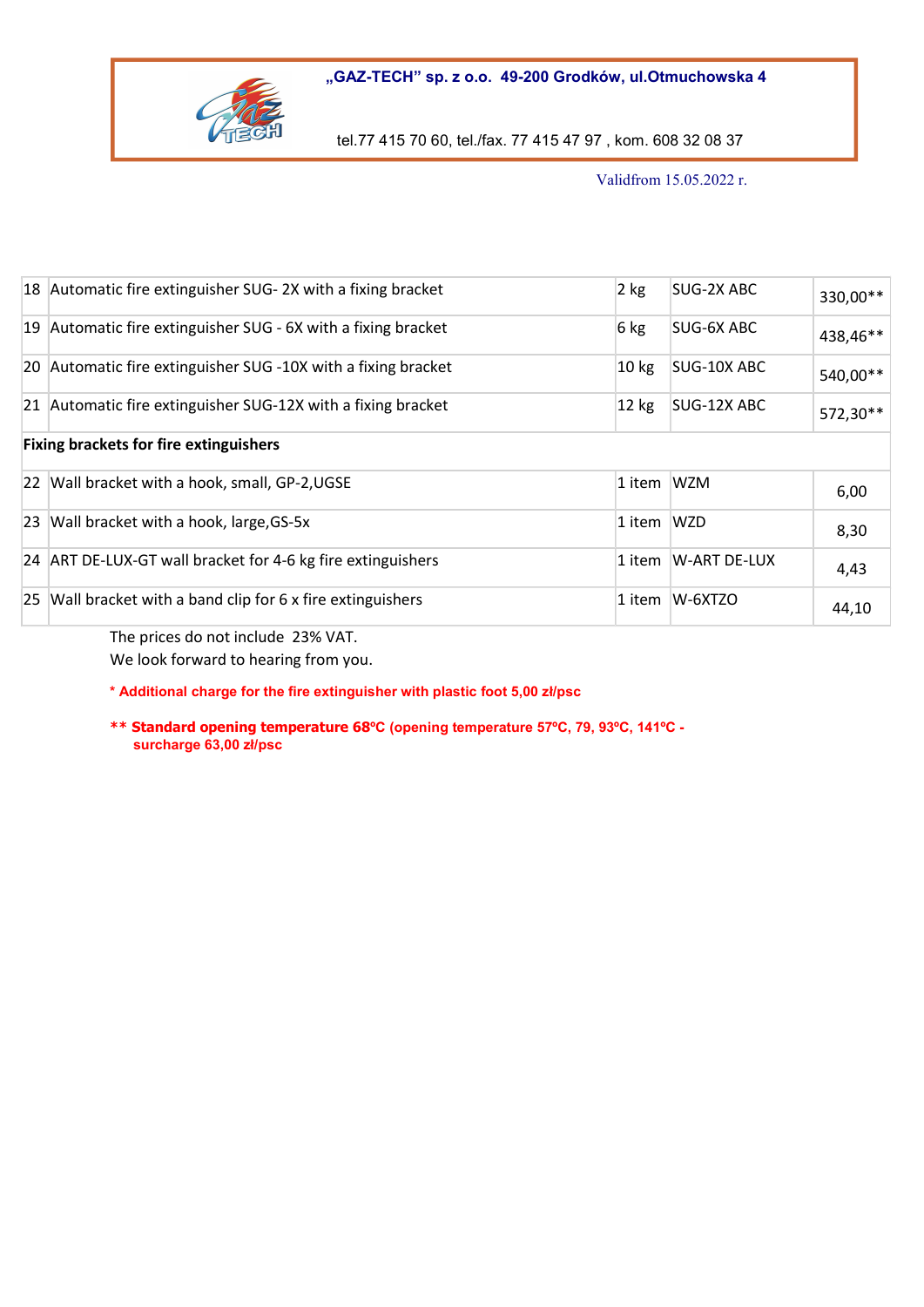**„GAZ-TECH" sp. z o.o. 49-200 Grodków, ul.Otmuchowska 4**

tel.77 415 70 60, tel./fax. 77 415 47 97 , kom. 608 32 08 37

Validfrom 15.05.2022 r.

| | | | | |
|---|---|---|---|---|
| 18 | Automatic fire extinguisher SUG- 2X with a fixing bracket | 2 kg | SUG-2X ABC | 330,00** |
| 19 | Automatic fire extinguisher SUG - 6X with a fixing bracket | 6 kg | SUG-6X ABC | 438,46** |
| 20 | Automatic fire extinguisher SUG -10X with a fixing bracket | 10 kg | SUG-10X ABC | 540,00** |
| 21 | Automatic fire extinguisher SUG-12X with a fixing bracket | 12 kg | SUG-12X ABC | 572,30** |
| **Fixing brackets for fire extinguishers** | | | | |
| 22 | Wall bracket with a hook, small, GP-2,UGSE | 1 item | WZM | 6,00 |
| 23 | Wall bracket with a hook, large,GS-5x | 1 item | WZD | 8,30 |
| 24 | ART DE-LUX-GT wall bracket for 4-6 kg fire extinguishers | 1 item | W-ART DE-LUX | 4,43 |
| 25 | Wall bracket with a band clip for 6 x fire extinguishers | 1 item | W-6XTZO | 44,10 |

The prices do not include 23% VAT.
We look forward to hearing from you.

**\* Additional charge for the fire extinguisher with plastic foot 5,00 zł/psc**

**\*\* Standard opening temperature 68ºC (opening temperature 57ºC, 79, 93ºC, 141ºC - surcharge 63,00 zł/psc**